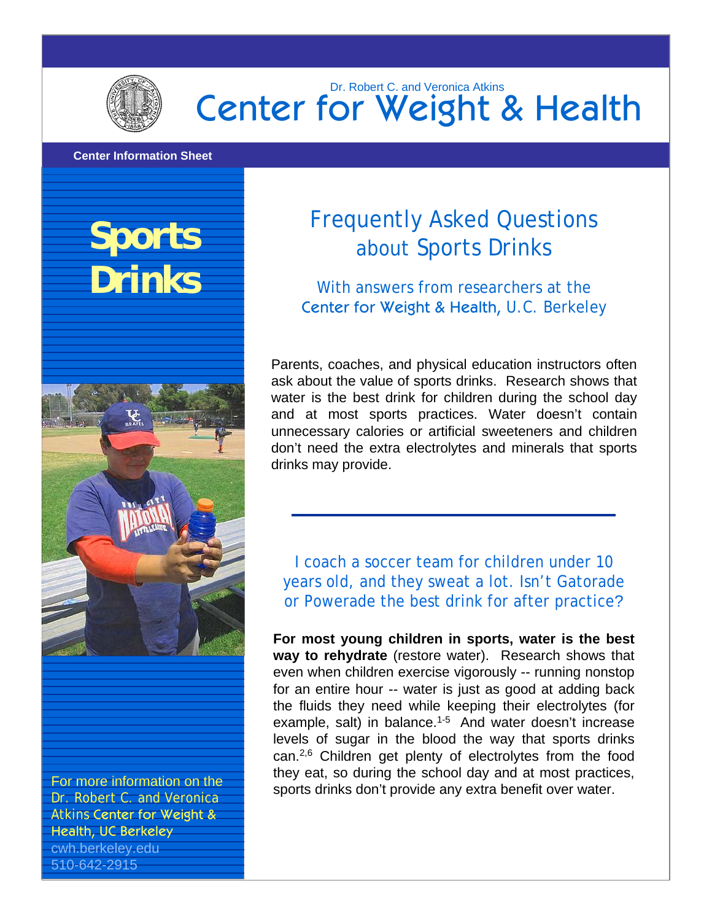Dr. Robert C. and Veronica Atkins

# Center for Weight & Health

**Center Information Sheet**

# Sports Drinks

For more information on the Dr. Robert C. and Veronica Atkins Center for Weight & Health, UC Berkeley
cwh.berkeley.edu
510-642-2915

## Frequently Asked Questions about Sports Drinks

### With answers from researchers at the Center for Weight & Health, U.C. Berkeley

Parents, coaches, and physical education instructors often ask about the value of sports drinks. Research shows that water is the best drink for children during the school day and at most sports practices. Water doesn't contain unnecessary calories or artificial sweeteners and children don't need the extra electrolytes and minerals that sports drinks may provide.

---

### I coach a soccer team for children under 10 years old, and they sweat a lot. Isn't Gatorade or Powerade the best drink for after practice?

**For most young children in sports, water is the best way to rehydrate** (restore water). Research shows that even when children exercise vigorously -- running nonstop for an entire hour -- water is just as good at adding back the fluids they need while keeping their electrolytes (for example, salt) in balance.[1-5] And water doesn't increase levels of sugar in the blood the way that sports drinks can.[2,6] Children get plenty of electrolytes from the food they eat, so during the school day and at most practices, sports drinks don't provide any extra benefit over water.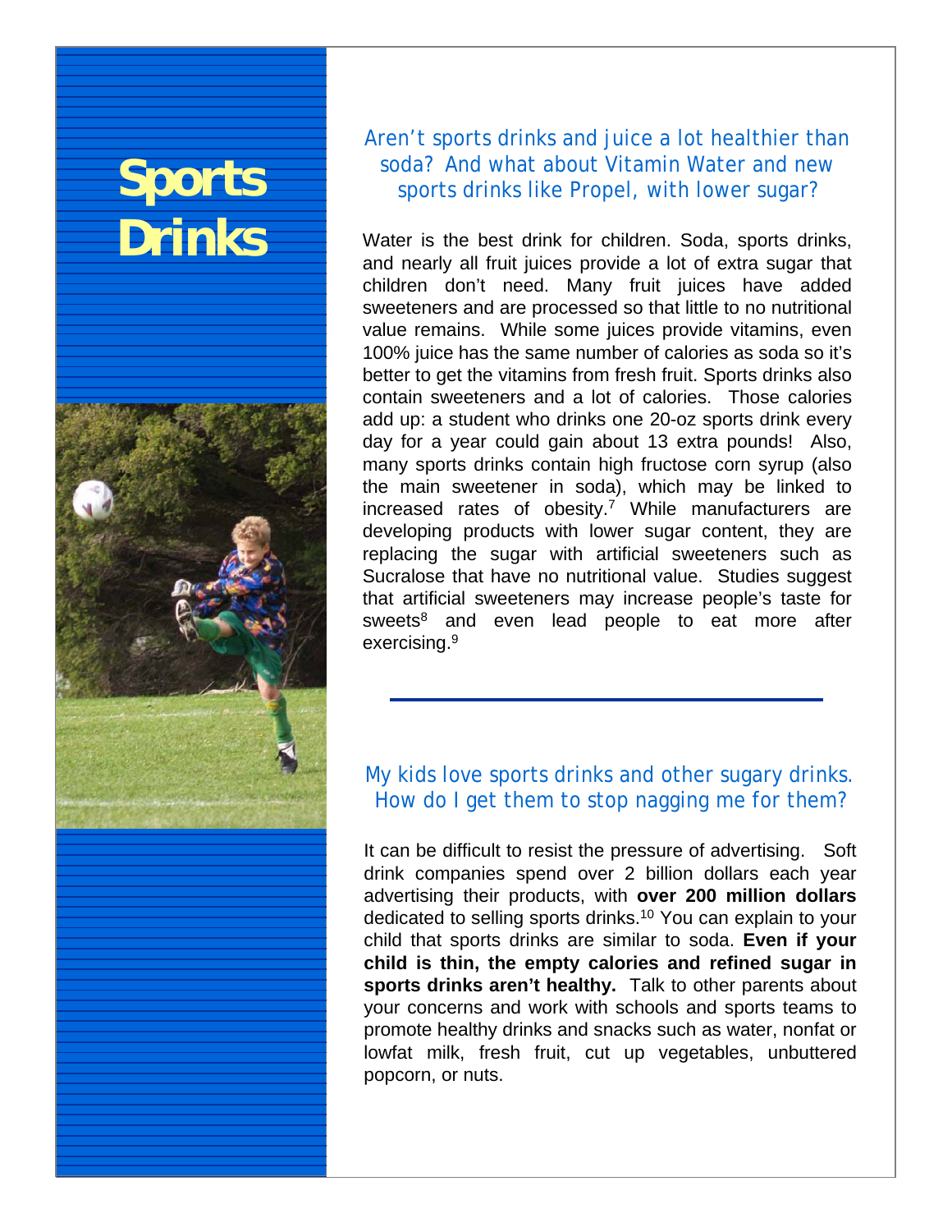# Sports Drinks

### Aren't sports drinks and juice a lot healthier than soda? And what about Vitamin Water and new sports drinks like Propel, with lower sugar?

Water is the best drink for children. Soda, sports drinks, and nearly all fruit juices provide a lot of extra sugar that children don't need. Many fruit juices have added sweeteners and are processed so that little to no nutritional value remains. While some juices provide vitamins, even 100% juice has the same number of calories as soda so it's better to get the vitamins from fresh fruit. Sports drinks also contain sweeteners and a lot of calories. Those calories add up: a student who drinks one 20-oz sports drink every day for a year could gain about 13 extra pounds! Also, many sports drinks contain high fructose corn syrup (also the main sweetener in soda), which may be linked to increased rates of obesity.[7] While manufacturers are developing products with lower sugar content, they are replacing the sugar with artificial sweeteners such as Sucralose that have no nutritional value. Studies suggest that artificial sweeteners may increase people's taste for sweets[8] and even lead people to eat more after exercising.[9]

---

### My kids love sports drinks and other sugary drinks. How do I get them to stop nagging me for them?

It can be difficult to resist the pressure of advertising. Soft drink companies spend over 2 billion dollars each year advertising their products, with **over 200 million dollars** dedicated to selling sports drinks.[10] You can explain to your child that sports drinks are similar to soda. **Even if your child is thin, the empty calories and refined sugar in sports drinks aren't healthy.** Talk to other parents about your concerns and work with schools and sports teams to promote healthy drinks and snacks such as water, nonfat or lowfat milk, fresh fruit, cut up vegetables, unbuttered popcorn, or nuts.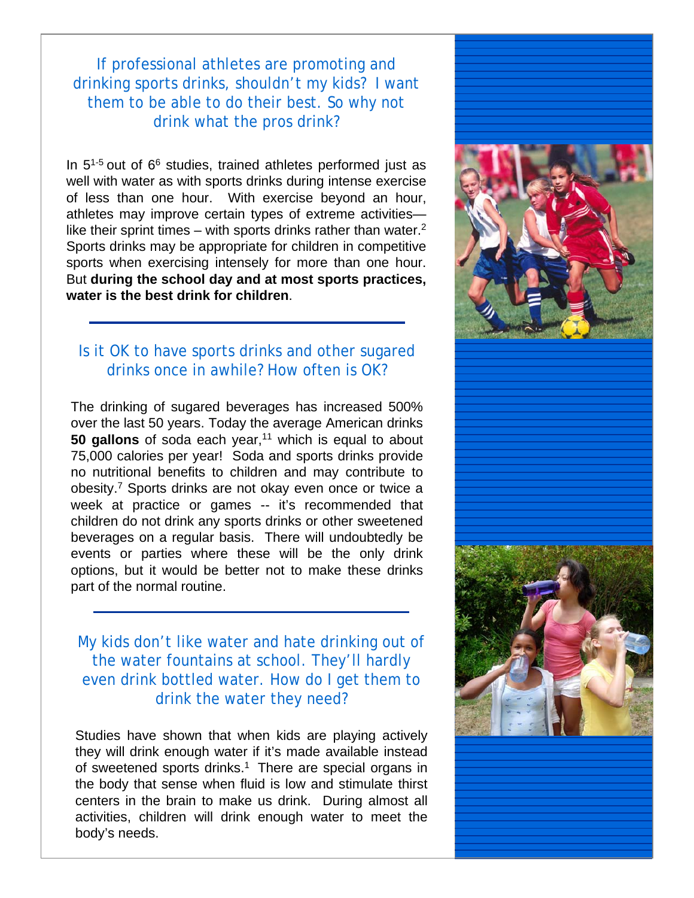## If professional athletes are promoting and drinking sports drinks, shouldn't my kids? I want them to be able to do their best. So why not drink what the pros drink?

In 5[1-5] out of 6[6] studies, trained athletes performed just as well with water as with sports drinks during intense exercise of less than one hour. With exercise beyond an hour, athletes may improve certain types of extreme activities—like their sprint times – with sports drinks rather than water.[2] Sports drinks may be appropriate for children in competitive sports when exercising intensely for more than one hour. But **during the school day and at most sports practices, water is the best drink for children**.

## Is it OK to have sports drinks and other sugared drinks once in awhile? How often is OK?

The drinking of sugared beverages has increased 500% over the last 50 years. Today the average American drinks **50 gallons** of soda each year,[11] which is equal to about 75,000 calories per year! Soda and sports drinks provide no nutritional benefits to children and may contribute to obesity.[7] Sports drinks are not okay even once or twice a week at practice or games -- it's recommended that children do not drink any sports drinks or other sweetened beverages on a regular basis. There will undoubtedly be events or parties where these will be the only drink options, but it would be better not to make these drinks part of the normal routine.

## My kids don't like water and hate drinking out of the water fountains at school. They'll hardly even drink bottled water. How do I get them to drink the water they need?

Studies have shown that when kids are playing actively they will drink enough water if it's made available instead of sweetened sports drinks.[1] There are special organs in the body that sense when fluid is low and stimulate thirst centers in the brain to make us drink. During almost all activities, children will drink enough water to meet the body's needs.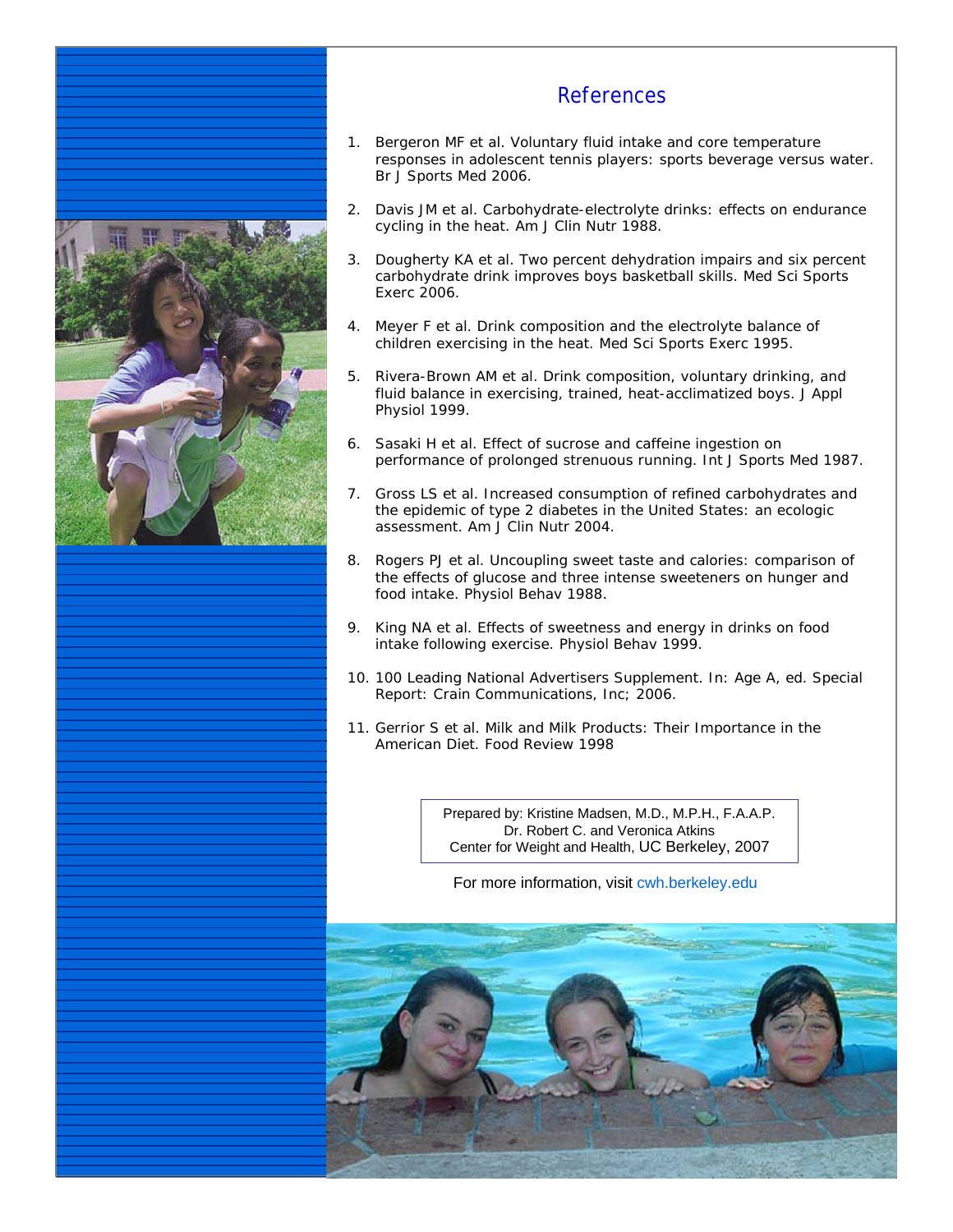## References

1. Bergeron MF et al. Voluntary fluid intake and core temperature responses in adolescent tennis players: sports beverage versus water. Br J Sports Med 2006.

2. Davis JM et al. Carbohydrate-electrolyte drinks: effects on endurance cycling in the heat. Am J Clin Nutr 1988.

3. Dougherty KA et al. Two percent dehydration impairs and six percent carbohydrate drink improves boys basketball skills. Med Sci Sports Exerc 2006.

4. Meyer F et al. Drink composition and the electrolyte balance of children exercising in the heat. Med Sci Sports Exerc 1995.

5. Rivera-Brown AM et al. Drink composition, voluntary drinking, and fluid balance in exercising, trained, heat-acclimatized boys. J Appl Physiol 1999.

6. Sasaki H et al. Effect of sucrose and caffeine ingestion on performance of prolonged strenuous running. Int J Sports Med 1987.

7. Gross LS et al. Increased consumption of refined carbohydrates and the epidemic of type 2 diabetes in the United States: an ecologic assessment. Am J Clin Nutr 2004.

8. Rogers PJ et al. Uncoupling sweet taste and calories: comparison of the effects of glucose and three intense sweeteners on hunger and food intake. Physiol Behav 1988.

9. King NA et al. Effects of sweetness and energy in drinks on food intake following exercise. Physiol Behav 1999.

10. 100 Leading National Advertisers Supplement. In: Age A, ed. Special Report: Crain Communications, Inc; 2006.

11. Gerrior S et al. Milk and Milk Products: Their Importance in the American Diet. Food Review 1998

Prepared by: Kristine Madsen, M.D., M.P.H., F.A.A.P.
Dr. Robert C. and Veronica Atkins
Center for Weight and Health, UC Berkeley, 2007

For more information, visit cwh.berkeley.edu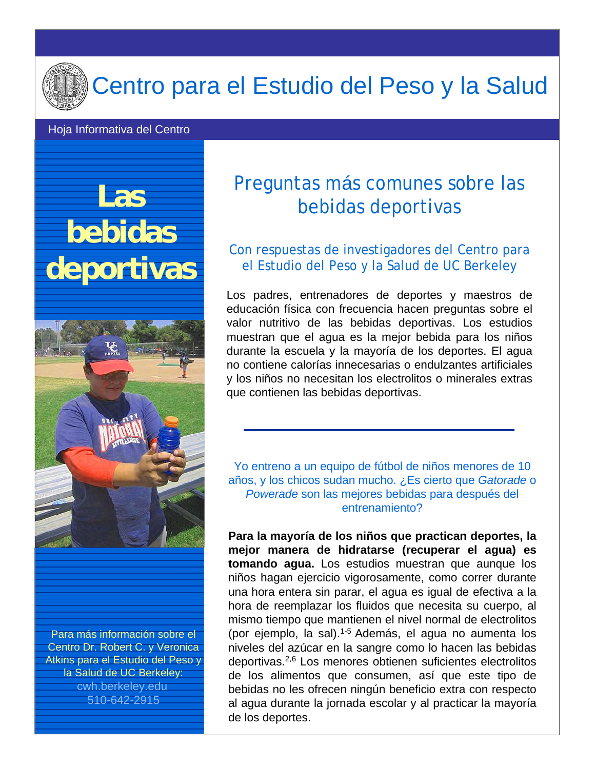# Centro para el Estudio del Peso y la Salud

Hoja Informativa del Centro

# Las bebidas deportivas

Para más información sobre el Centro Dr. Robert C. y Veronica Atkins para el Estudio del Peso y la Salud de UC Berkeley:
cwh.berkeley.edu
510-642-2915

## Preguntas más comunes sobre las bebidas deportivas

### Con respuestas de investigadores del Centro para el Estudio del Peso y la Salud de UC Berkeley

Los padres, entrenadores de deportes y maestros de educación física con frecuencia hacen preguntas sobre el valor nutritivo de las bebidas deportivas. Los estudios muestran que el agua es la mejor bebida para los niños durante la escuela y la mayoría de los deportes. El agua no contiene calorías innecesarias o endulzantes artificiales y los niños no necesitan los electrolitos o minerales extras que contienen las bebidas deportivas.

---

Yo entreno a un equipo de fútbol de niños menores de 10 años, y los chicos sudan mucho. ¿Es cierto que *Gatorade* o *Powerade* son las mejores bebidas para después del entrenamiento?

**Para la mayoría de los niños que practican deportes, la mejor manera de hidratarse (recuperar el agua) es tomando agua.** Los estudios muestran que aunque los niños hagan ejercicio vigorosamente, como correr durante una hora entera sin parar, el agua es igual de efectiva a la hora de reemplazar los fluidos que necesita su cuerpo, al mismo tiempo que mantienen el nivel normal de electrolitos (por ejemplo, la sal).[1-5] Además, el agua no aumenta los niveles del azúcar en la sangre como lo hacen las bebidas deportivas.[2,6] Los menores obtienen suficientes electrolitos de los alimentos que consumen, así que este tipo de bebidas no les ofrecen ningún beneficio extra con respecto al agua durante la jornada escolar y al practicar la mayoría de los deportes.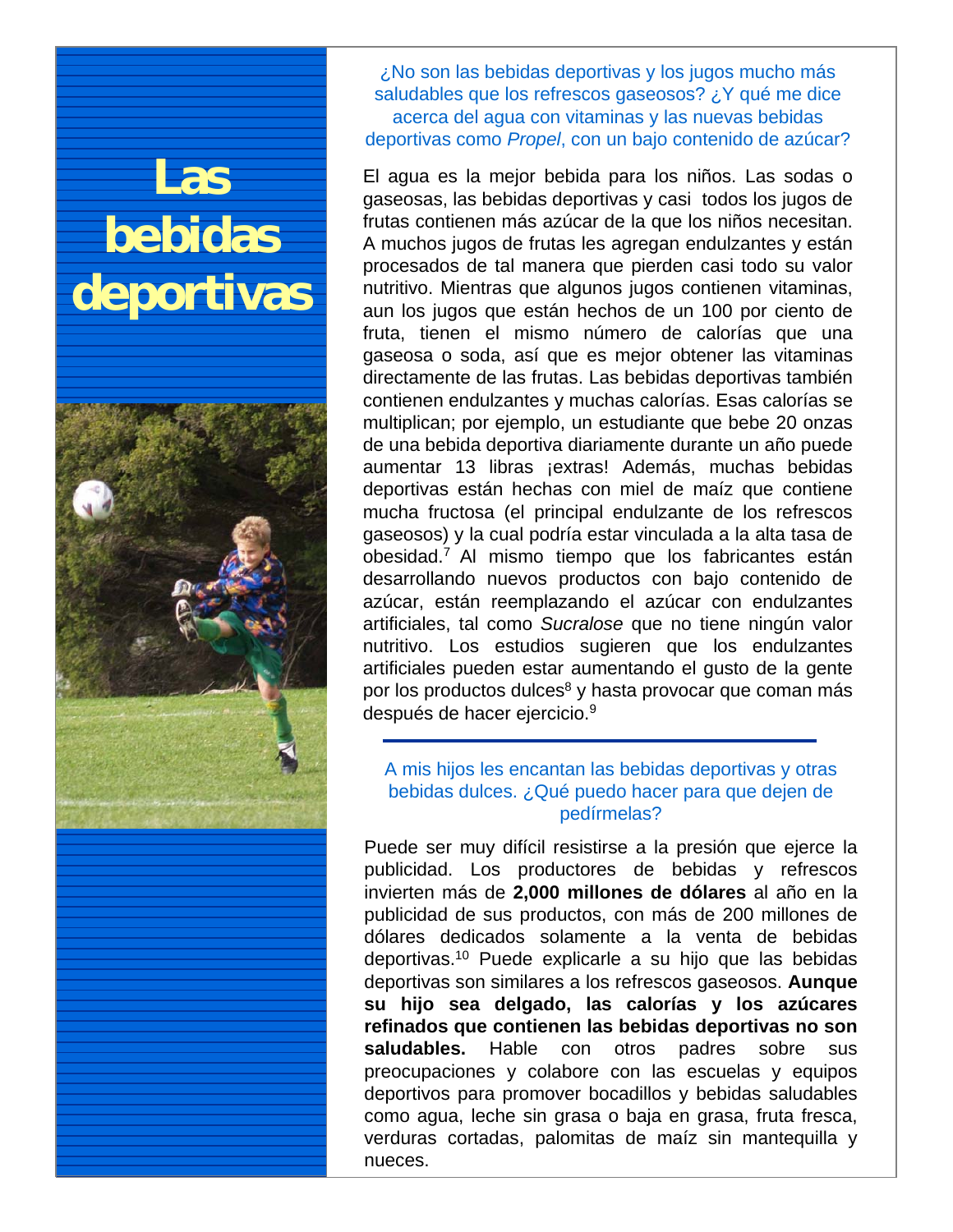# Las bebidas deportivas

¿No son las bebidas deportivas y los jugos mucho más saludables que los refrescos gaseosos? ¿Y qué me dice acerca del agua con vitaminas y las nuevas bebidas deportivas como *Propel*, con un bajo contenido de azúcar?

El agua es la mejor bebida para los niños. Las sodas o gaseosas, las bebidas deportivas y casi todos los jugos de frutas contienen más azúcar de la que los niños necesitan. A muchos jugos de frutas les agregan endulzantes y están procesados de tal manera que pierden casi todo su valor nutritivo. Mientras que algunos jugos contienen vitaminas, aun los jugos que están hechos de un 100 por ciento de fruta, tienen el mismo número de calorías que una gaseosa o soda, así que es mejor obtener las vitaminas directamente de las frutas. Las bebidas deportivas también contienen endulzantes y muchas calorías. Esas calorías se multiplican; por ejemplo, un estudiante que bebe 20 onzas de una bebida deportiva diariamente durante un año puede aumentar 13 libras ¡extras! Además, muchas bebidas deportivas están hechas con miel de maíz que contiene mucha fructosa (el principal endulzante de los refrescos gaseosos) y la cual podría estar vinculada a la alta tasa de obesidad.[7] Al mismo tiempo que los fabricantes están desarrollando nuevos productos con bajo contenido de azúcar, están reemplazando el azúcar con endulzantes artificiales, tal como *Sucralose* que no tiene ningún valor nutritivo. Los estudios sugieren que los endulzantes artificiales pueden estar aumentando el gusto de la gente por los productos dulces[8] y hasta provocar que coman más después de hacer ejercicio.[9]

A mis hijos les encantan las bebidas deportivas y otras bebidas dulces. ¿Qué puedo hacer para que dejen de pedírmelas?

Puede ser muy difícil resistirse a la presión que ejerce la publicidad. Los productores de bebidas y refrescos invierten más de **2,000 millones de dólares** al año en la publicidad de sus productos, con más de 200 millones de dólares dedicados solamente a la venta de bebidas deportivas.[10] Puede explicarle a su hijo que las bebidas deportivas son similares a los refrescos gaseosos. **Aunque su hijo sea delgado, las calorías y los azúcares refinados que contienen las bebidas deportivas no son saludables.** Hable con otros padres sobre sus preocupaciones y colabore con las escuelas y equipos deportivos para promover bocadillos y bebidas saludables como agua, leche sin grasa o baja en grasa, fruta fresca, verduras cortadas, palomitas de maíz sin mantequilla y nueces.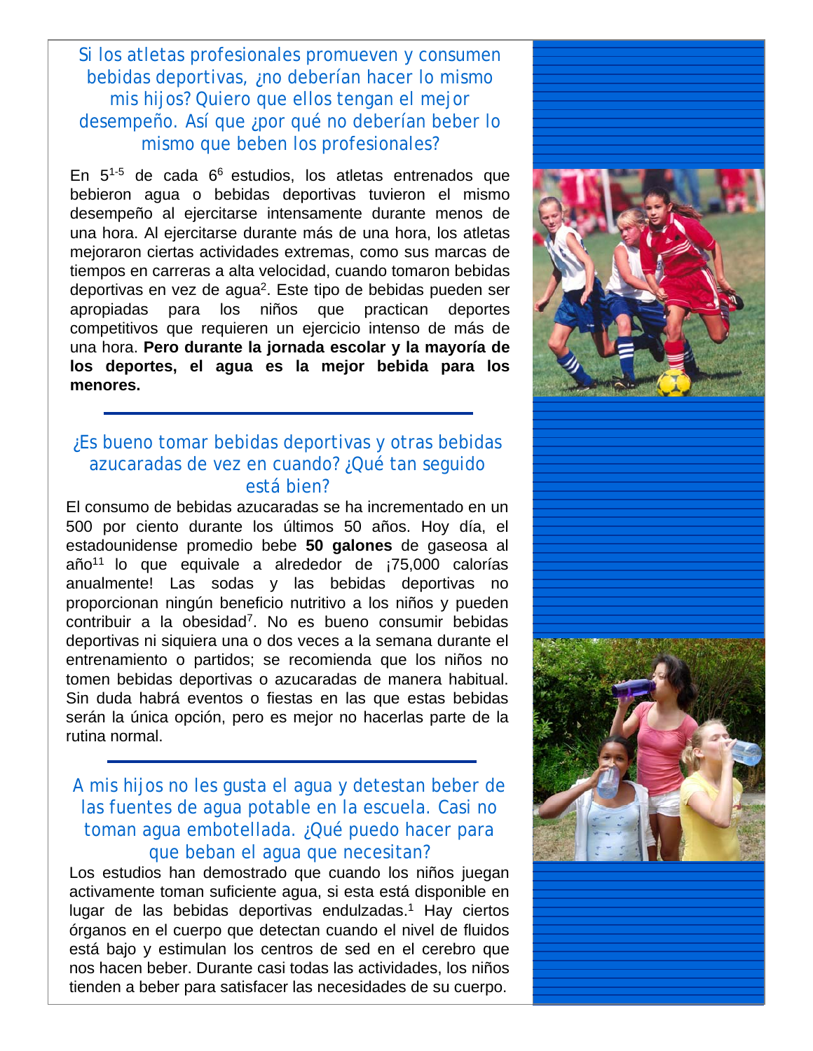## Si los atletas profesionales promueven y consumen bebidas deportivas, ¿no deberían hacer lo mismo mis hijos? Quiero que ellos tengan el mejor desempeño. Así que ¿por qué no deberían beber lo mismo que beben los profesionales?

En 5[1-5] de cada 6[6] estudios, los atletas entrenados que bebieron agua o bebidas deportivas tuvieron el mismo desempeño al ejercitarse intensamente durante menos de una hora. Al ejercitarse durante más de una hora, los atletas mejoraron ciertas actividades extremas, como sus marcas de tiempos en carreras a alta velocidad, cuando tomaron bebidas deportivas en vez de agua[2]. Este tipo de bebidas pueden ser apropiadas para los niños que practican deportes competitivos que requieren un ejercicio intenso de más de una hora. **Pero durante la jornada escolar y la mayoría de los deportes, el agua es la mejor bebida para los menores.**

---

## ¿Es bueno tomar bebidas deportivas y otras bebidas azucaradas de vez en cuando? ¿Qué tan seguido está bien?

El consumo de bebidas azucaradas se ha incrementado en un 500 por ciento durante los últimos 50 años. Hoy día, el estadounidense promedio bebe **50 galones** de gaseosa al año[11] lo que equivale a alrededor de ¡75,000 calorías anualmente! Las sodas y las bebidas deportivas no proporcionan ningún beneficio nutritivo a los niños y pueden contribuir a la obesidad[7]. No es bueno consumir bebidas deportivas ni siquiera una o dos veces a la semana durante el entrenamiento o partidos; se recomienda que los niños no tomen bebidas deportivas o azucaradas de manera habitual. Sin duda habrá eventos o fiestas en las que estas bebidas serán la única opción, pero es mejor no hacerlas parte de la rutina normal.

---

## A mis hijos no les gusta el agua y detestan beber de las fuentes de agua potable en la escuela. Casi no toman agua embotellada. ¿Qué puedo hacer para que beban el agua que necesitan?

Los estudios han demostrado que cuando los niños juegan activamente toman suficiente agua, si esta está disponible en lugar de las bebidas deportivas endulzadas.[1] Hay ciertos órganos en el cuerpo que detectan cuando el nivel de fluidos está bajo y estimulan los centros de sed en el cerebro que nos hacen beber. Durante casi todas las actividades, los niños tienden a beber para satisfacer las necesidades de su cuerpo.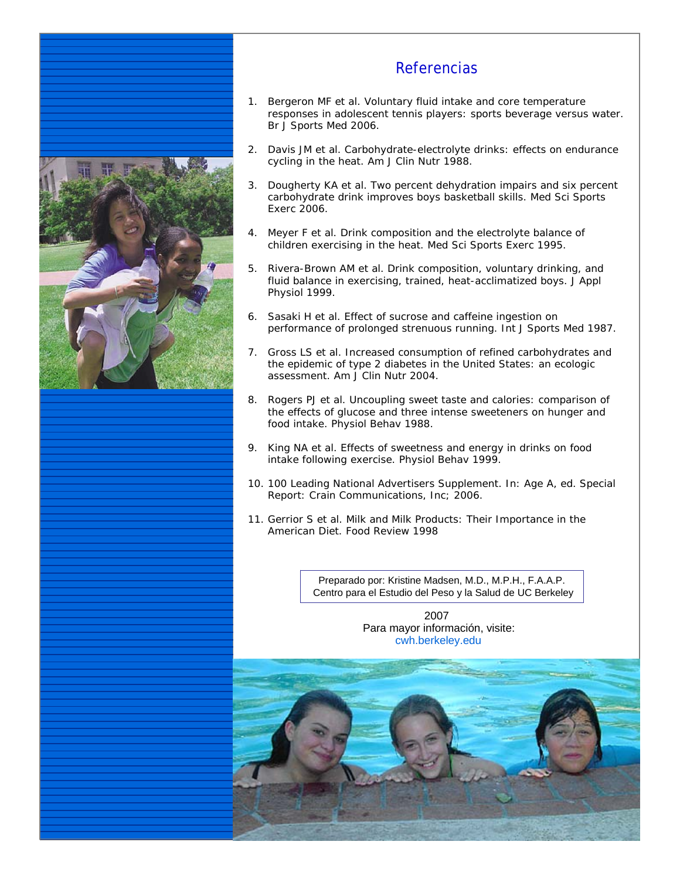## Referencias

1. Bergeron MF et al. Voluntary fluid intake and core temperature responses in adolescent tennis players: sports beverage versus water. Br J Sports Med 2006.
2. Davis JM et al. Carbohydrate-electrolyte drinks: effects on endurance cycling in the heat. Am J Clin Nutr 1988.
3. Dougherty KA et al. Two percent dehydration impairs and six percent carbohydrate drink improves boys basketball skills. Med Sci Sports Exerc 2006.
4. Meyer F et al. Drink composition and the electrolyte balance of children exercising in the heat. Med Sci Sports Exerc 1995.
5. Rivera-Brown AM et al. Drink composition, voluntary drinking, and fluid balance in exercising, trained, heat-acclimatized boys. J Appl Physiol 1999.
6. Sasaki H et al. Effect of sucrose and caffeine ingestion on performance of prolonged strenuous running. Int J Sports Med 1987.
7. Gross LS et al. Increased consumption of refined carbohydrates and the epidemic of type 2 diabetes in the United States: an ecologic assessment. Am J Clin Nutr 2004.
8. Rogers PJ et al. Uncoupling sweet taste and calories: comparison of the effects of glucose and three intense sweeteners on hunger and food intake. Physiol Behav 1988.
9. King NA et al. Effects of sweetness and energy in drinks on food intake following exercise. Physiol Behav 1999.
10. 100 Leading National Advertisers Supplement. In: Age A, ed. Special Report: Crain Communications, Inc; 2006.
11. Gerrior S et al. Milk and Milk Products: Their Importance in the American Diet. Food Review 1998

Preparado por: Kristine Madsen, M.D., M.P.H., F.A.A.P.
Centro para el Estudio del Peso y la Salud de UC Berkeley

2007
Para mayor información, visite:
cwh.berkeley.edu